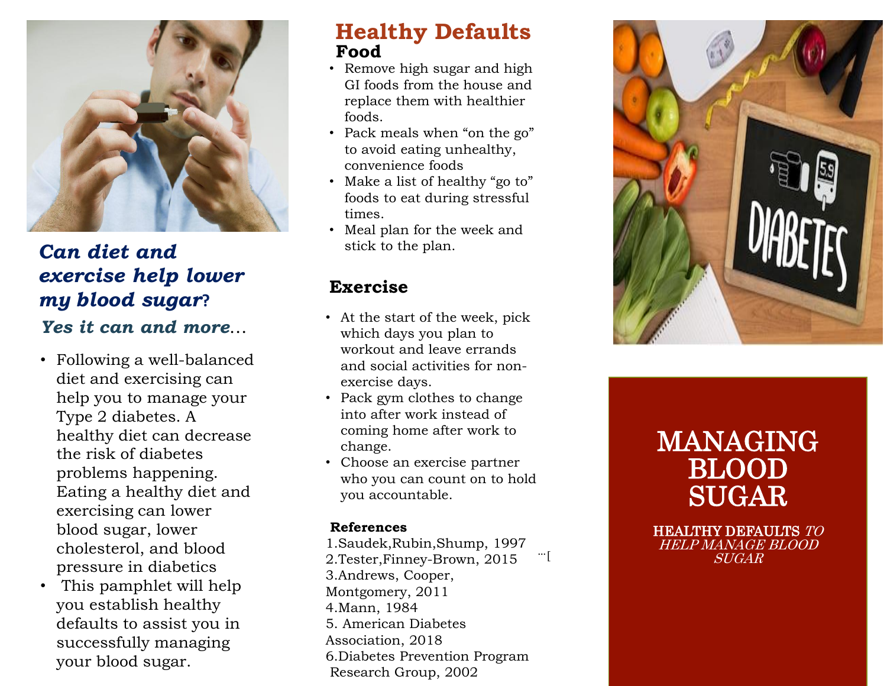## *Can diet and exercise help lower my blood sugar?*

### *Yes it can and more…*

- Following a well-balanced diet and exercising can help you to manage your Type 2 diabetes. A healthy diet can decrease the risk of diabetes problems happening. Eating a healthy diet and exercising can lower blood sugar, lower cholesterol, and blood pressure in diabetics
- This pamphlet will help you establish healthy defaults to assist you in successfully managing your blood sugar.

# Healthy Defaults

## Food

- Remove high sugar and high GI foods from the house and replace them with healthier foods.
- Pack meals when "on the go" to avoid eating unhealthy, convenience foods
- Make a list of healthy "go to" foods to eat during stressful times.
- Meal plan for the week and stick to the plan.

## Exercise

- At the start of the week, pick which days you plan to workout and leave errands and social activities for non-exercise days.
- Pack gym clothes to change into after work instead of coming home after work to change.
- Choose an exercise partner who you can count on to hold you accountable.

### References

1.Saudek,Rubin,Shump, 1997
2.Tester,Finney-Brown, 2015
3.Andrews, Cooper, Montgomery, 2011
4.Mann, 1984
5. American Diabetes Association, 2018
6.Diabetes Prevention Program Research Group, 2002

# MANAGING BLOOD SUGAR

HEALTHY DEFAULTS *TO HELP MANAGE BLOOD SUGAR*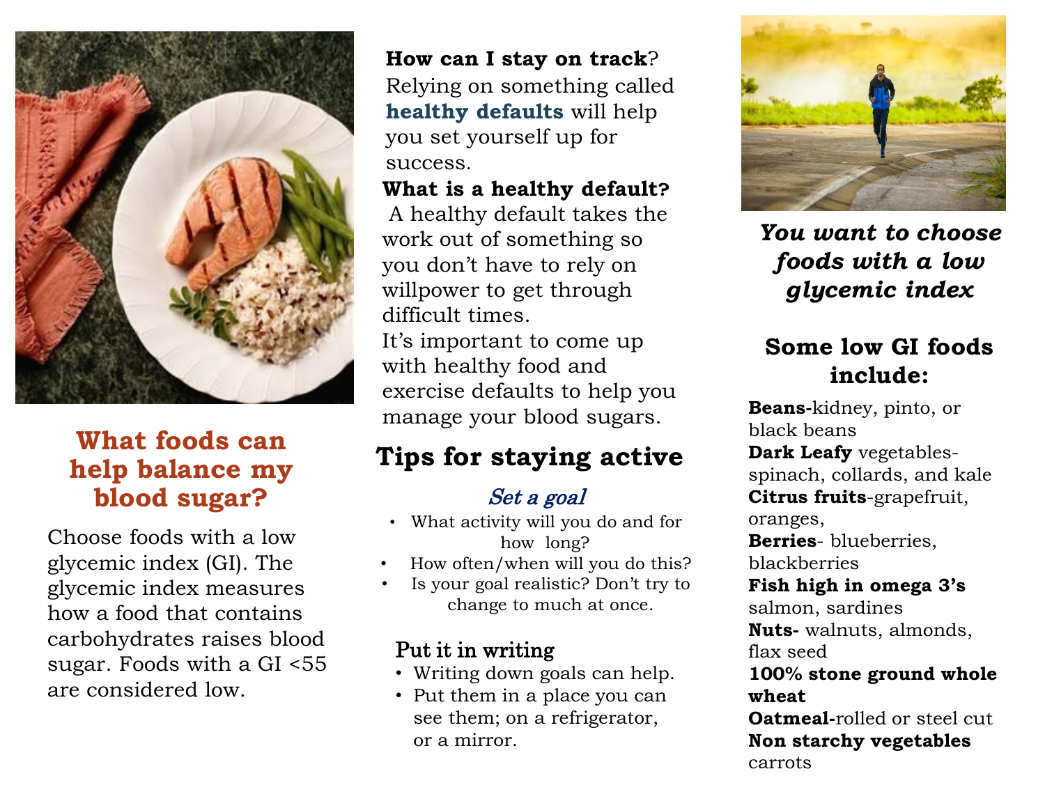## What foods can help balance my blood sugar?

Choose foods with a low glycemic index (GI). The glycemic index measures how a food that contains carbohydrates raises blood sugar. Foods with a GI <55 are considered low.

**How can I stay on track**?
Relying on something called **healthy defaults** will help you set yourself up for success.

**What is a healthy default?**
A healthy default takes the work out of something so you don't have to rely on willpower to get through difficult times.
It's important to come up with healthy food and exercise defaults to help you manage your blood sugars.

## Tips for staying active

### *Set a goal*

- What activity will you do and for how long?
- How often/when will you do this?
- Is your goal realistic? Don't try to change to much at once.

### Put it in writing

- Writing down goals can help.
- Put them in a place you can see them; on a refrigerator, or a mirror.

***You want to choose foods with a low glycemic index***

### Some low GI foods include:

**Beans-**kidney, pinto, or black beans
**Dark Leafy** vegetables- spinach, collards, and kale
**Citrus fruits**-grapefruit, oranges,
**Berries**- blueberries, blackberries
**Fish high in omega 3's** salmon, sardines
**Nuts-** walnuts, almonds, flax seed
**100% stone ground whole wheat**
**Oatmeal-**rolled or steel cut
**Non starchy vegetables** carrots